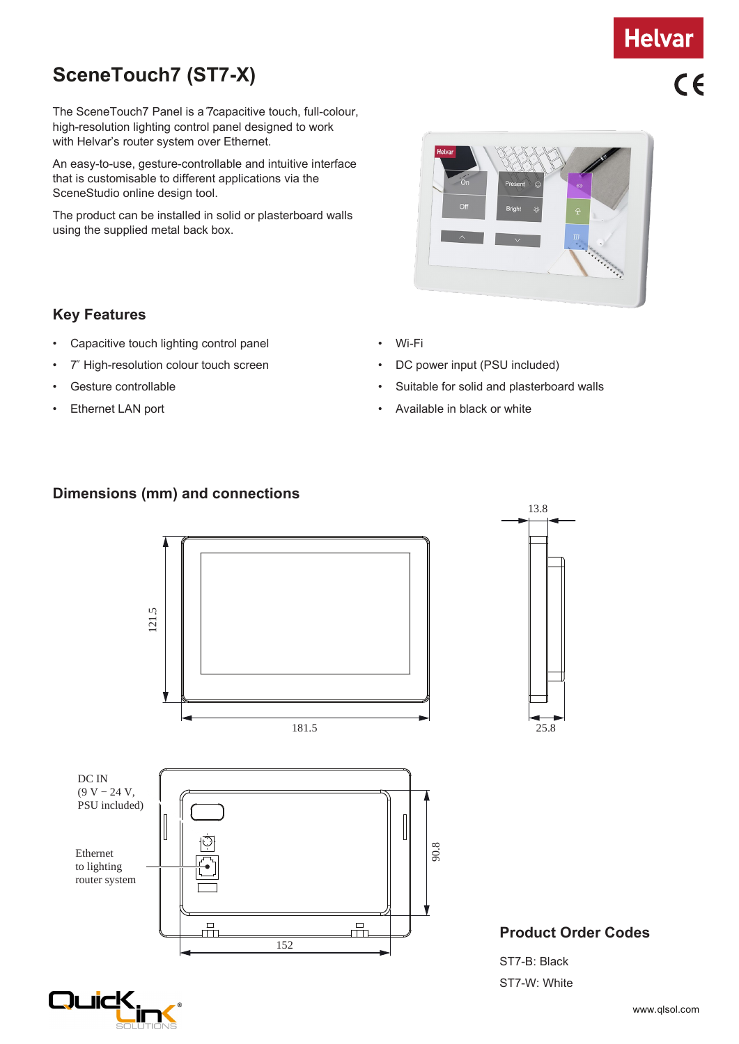# SceneTouch7 (ST7-X)

The SceneTouch7 Panel is a 7˝ capacitive touch, full-colour, high-resolution lighting control panel designed to work with Helvar's router system over Ethernet.

An easy-to-use, gesture-controllable and intuitive interface that is customisable to different applications via the SceneStudio online design tool.

The product can be installed in solid or plasterboard walls using the supplied metal back box.

## Key Features

- Capacitive touch lighting control panel
- 7˝ High-resolution colour touch screen
- Gesture controllable
- Ethernet LAN port
- Wi-Fi
- DC power input (PSU included)
- Suitable for solid and plasterboard walls
- Available in black or white

## Dimensions (mm) and connections

13.8

121.5

181.5

25.8

DC IN
(9 V – 24 V,
PSU included)

Ethernet
to lighting
router system

90.8

152

## Product Order Codes

ST7-B: Black

ST7-W: White

www.qlsol.com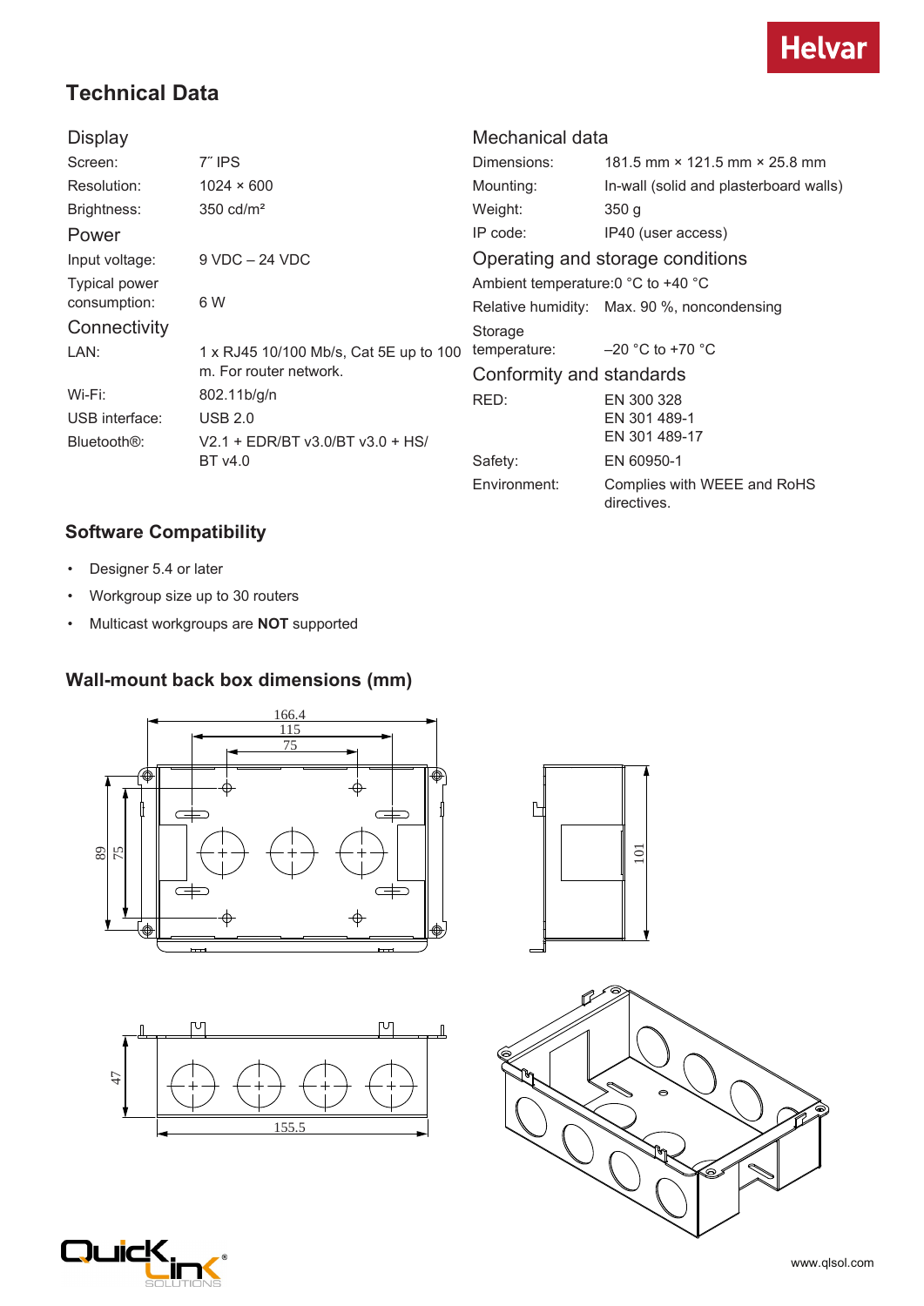## Technical Data

### Display

| | |
|---|---|
| Screen: | 7˝ IPS |
| Resolution: | 1024 × 600 |
| Brightness: | 350 cd/m² |

### Power

| | |
|---|---|
| Input voltage: | 9 VDC – 24 VDC |
| Typical power consumption: | 6 W |

### Connectivity

| | |
|---|---|
| LAN: | 1 x RJ45 10/100 Mb/s, Cat 5E up to 100 m. For router network. |
| Wi-Fi: | 802.11b/g/n |
| USB interface: | USB 2.0 |
| Bluetooth®: | V2.1 + EDR/BT v3.0/BT v3.0 + HS/ BT v4.0 |

### Mechanical data

| | |
|---|---|
| Dimensions: | 181.5 mm × 121.5 mm × 25.8 mm |
| Mounting: | In-wall (solid and plasterboard walls) |
| Weight: | 350 g |
| IP code: | IP40 (user access) |

### Operating and storage conditions

| | |
|---|---|
| Ambient temperature: | 0 °C to +40 °C |
| Relative humidity: | Max. 90 %, noncondensing |
| Storage temperature: | –20 °C to +70 °C |

### Conformity and standards

| | |
|---|---|
| RED: | EN 300 328<br>EN 301 489-1<br>EN 301 489-17 |
| Safety: | EN 60950-1 |
| Environment: | Complies with WEEE and RoHS directives. |

## Software Compatibility

- Designer 5.4 or later
- Workgroup size up to 30 routers
- Multicast workgroups are **NOT** supported

## Wall-mount back box dimensions (mm)

166.4
115
75
89
75
101
47
155.5

www.qlsol.com